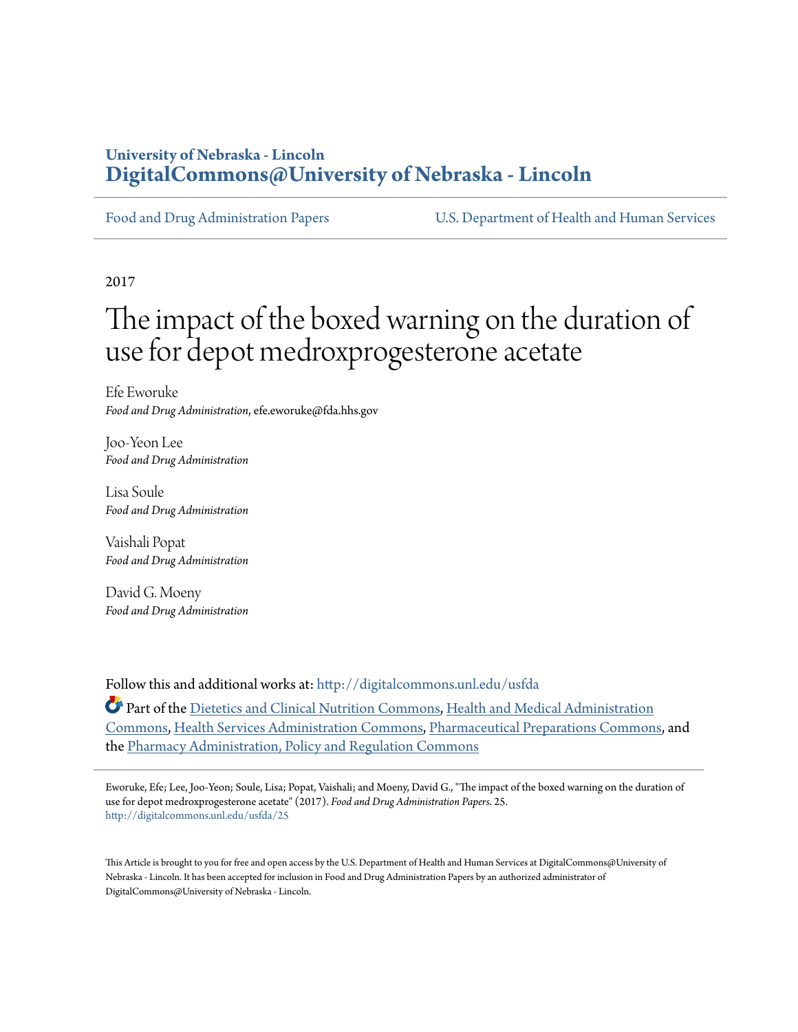**University of Nebraska - Lincoln**
**DigitalCommons@University of Nebraska - Lincoln**

Food and Drug Administration Papers — U.S. Department of Health and Human Services

2017

# The impact of the boxed warning on the duration of use for depot medroxprogesterone acetate

Efe Eworuke
*Food and Drug Administration*, efe.eworuke@fda.hhs.gov

Joo-Yeon Lee
*Food and Drug Administration*

Lisa Soule
*Food and Drug Administration*

Vaishali Popat
*Food and Drug Administration*

David G. Moeny
*Food and Drug Administration*

Follow this and additional works at: http://digitalcommons.unl.edu/usfda

Part of the Dietetics and Clinical Nutrition Commons, Health and Medical Administration Commons, Health Services Administration Commons, Pharmaceutical Preparations Commons, and the Pharmacy Administration, Policy and Regulation Commons

Eworuke, Efe; Lee, Joo-Yeon; Soule, Lisa; Popat, Vaishali; and Moeny, David G., "The impact of the boxed warning on the duration of use for depot medroxprogesterone acetate" (2017). *Food and Drug Administration Papers*. 25.
http://digitalcommons.unl.edu/usfda/25

This Article is brought to you for free and open access by the U.S. Department of Health and Human Services at DigitalCommons@University of Nebraska - Lincoln. It has been accepted for inclusion in Food and Drug Administration Papers by an authorized administrator of DigitalCommons@University of Nebraska - Lincoln.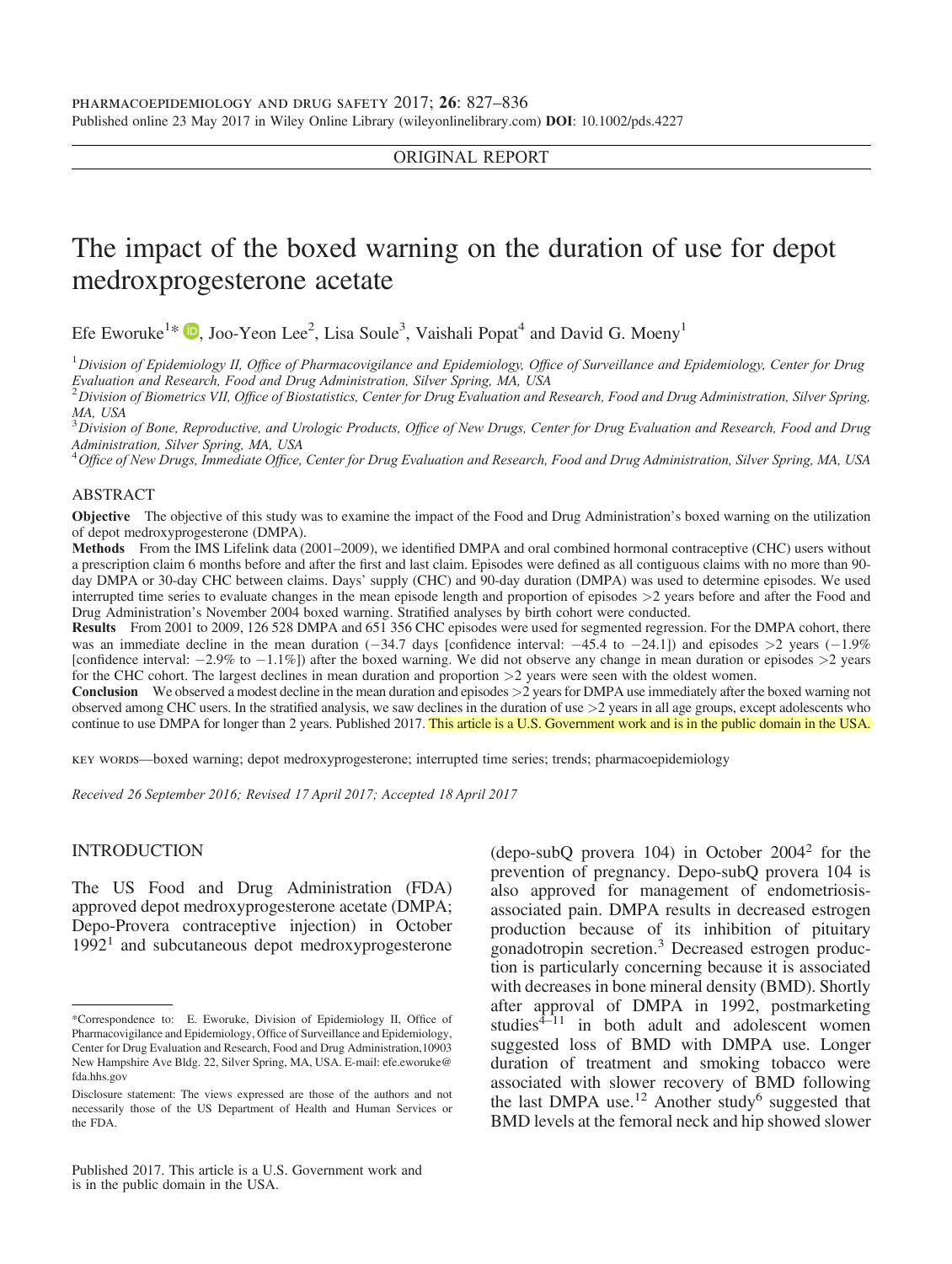ORIGINAL REPORT

# The impact of the boxed warning on the duration of use for depot medroxyprogesterone acetate

Efe Eworuke[1]*, Joo-Yeon Lee[2], Lisa Soule[3], Vaishali Popat[4] and David G. Moeny[1]

[1]*Division of Epidemiology II, Office of Pharmacovigilance and Epidemiology, Office of Surveillance and Epidemiology, Center for Drug Evaluation and Research, Food and Drug Administration, Silver Spring, MA, USA*
[2]*Division of Biometrics VII, Office of Biostatistics, Center for Drug Evaluation and Research, Food and Drug Administration, Silver Spring, MA, USA*
[3]*Division of Bone, Reproductive, and Urologic Products, Office of New Drugs, Center for Drug Evaluation and Research, Food and Drug Administration, Silver Spring, MA, USA*
[4]*Office of New Drugs, Immediate Office, Center for Drug Evaluation and Research, Food and Drug Administration, Silver Spring, MA, USA*

## ABSTRACT

**Objective** The objective of this study was to examine the impact of the Food and Drug Administration's boxed warning on the utilization of depot medroxyprogesterone (DMPA).

**Methods** From the IMS Lifelink data (2001–2009), we identified DMPA and oral combined hormonal contraceptive (CHC) users without a prescription claim 6 months before and after the first and last claim. Episodes were defined as all contiguous claims with no more than 90-day DMPA or 30-day CHC between claims. Days' supply (CHC) and 90-day duration (DMPA) was used to determine episodes. We used interrupted time series to evaluate changes in the mean episode length and proportion of episodes >2 years before and after the Food and Drug Administration's November 2004 boxed warning. Stratified analyses by birth cohort were conducted.

**Results** From 2001 to 2009, 126 528 DMPA and 651 356 CHC episodes were used for segmented regression. For the DMPA cohort, there was an immediate decline in the mean duration (−34.7 days [confidence interval: −45.4 to −24.1]) and episodes >2 years (−1.9% [confidence interval: −2.9% to −1.1%]) after the boxed warning. We did not observe any change in mean duration or episodes >2 years for the CHC cohort. The largest declines in mean duration and proportion >2 years were seen with the oldest women.

**Conclusion** We observed a modest decline in the mean duration and episodes >2 years for DMPA use immediately after the boxed warning not observed among CHC users. In the stratified analysis, we saw declines in the duration of use >2 years in all age groups, except adolescents who continue to use DMPA for longer than 2 years. Published 2017. This article is a U.S. Government work and is in the public domain in the USA.

KEY WORDS—boxed warning; depot medroxyprogesterone; interrupted time series; trends; pharmacoepidemiology

*Received 26 September 2016; Revised 17 April 2017; Accepted 18 April 2017*

## INTRODUCTION

The US Food and Drug Administration (FDA) approved depot medroxyprogesterone acetate (DMPA; Depo-Provera contraceptive injection) in October 1992[1] and subcutaneous depot medroxyprogesterone (depo-subQ provera 104) in October 2004[2] for the prevention of pregnancy. Depo-subQ provera 104 is also approved for management of endometriosis-associated pain. DMPA results in decreased estrogen production because of its inhibition of pituitary gonadotropin secretion.[3] Decreased estrogen production is particularly concerning because it is associated with decreases in bone mineral density (BMD). Shortly after approval of DMPA in 1992, postmarketing studies[4–11] in both adult and adolescent women suggested loss of BMD with DMPA use. Longer duration of treatment and smoking tobacco were associated with slower recovery of BMD following the last DMPA use.[12] Another study[6] suggested that BMD levels at the femoral neck and hip showed slower

*Correspondence to: E. Eworuke, Division of Epidemiology II, Office of Pharmacovigilance and Epidemiology, Office of Surveillance and Epidemiology, Center for Drug Evaluation and Research, Food and Drug Administration,10903 New Hampshire Ave Bldg. 22, Silver Spring, MA, USA. E-mail: efe.eworuke@fda.hhs.gov

Disclosure statement: The views expressed are those of the authors and not necessarily those of the US Department of Health and Human Services or the FDA.

Published 2017. This article is a U.S. Government work and is in the public domain in the USA.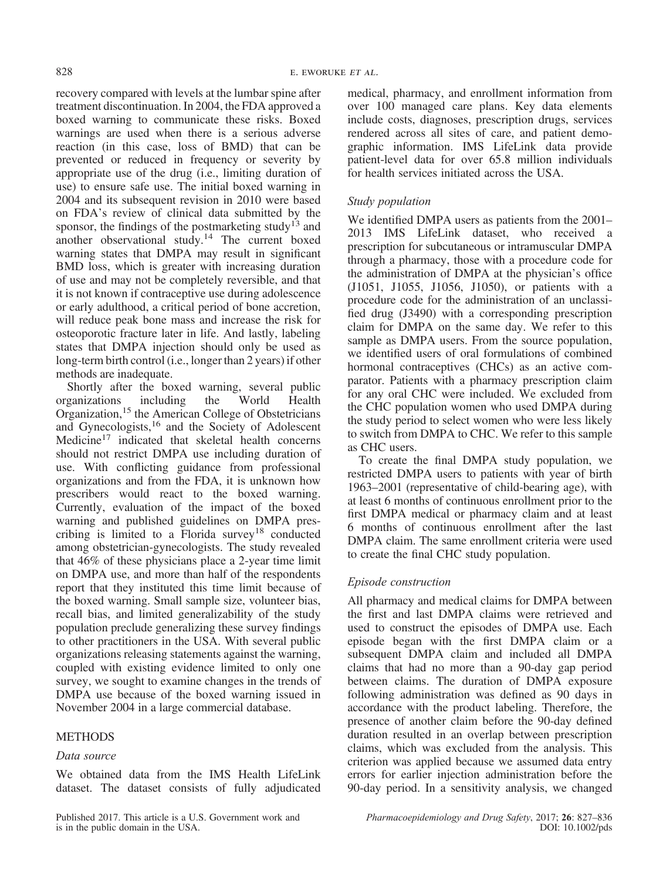recovery compared with levels at the lumbar spine after treatment discontinuation. In 2004, the FDA approved a boxed warning to communicate these risks. Boxed warnings are used when there is a serious adverse reaction (in this case, loss of BMD) that can be prevented or reduced in frequency or severity by appropriate use of the drug (i.e., limiting duration of use) to ensure safe use. The initial boxed warning in 2004 and its subsequent revision in 2010 were based on FDA's review of clinical data submitted by the sponsor, the findings of the postmarketing study[13] and another observational study.[14] The current boxed warning states that DMPA may result in significant BMD loss, which is greater with increasing duration of use and may not be completely reversible, and that it is not known if contraceptive use during adolescence or early adulthood, a critical period of bone accretion, will reduce peak bone mass and increase the risk for osteoporotic fracture later in life. And lastly, labeling states that DMPA injection should only be used as long-term birth control (i.e., longer than 2 years) if other methods are inadequate.

Shortly after the boxed warning, several public organizations including the World Health Organization,[15] the American College of Obstetricians and Gynecologists,[16] and the Society of Adolescent Medicine[17] indicated that skeletal health concerns should not restrict DMPA use including duration of use. With conflicting guidance from professional organizations and from the FDA, it is unknown how prescribers would react to the boxed warning. Currently, evaluation of the impact of the boxed warning and published guidelines on DMPA prescribing is limited to a Florida survey[18] conducted among obstetrician-gynecologists. The study revealed that 46% of these physicians place a 2-year time limit on DMPA use, and more than half of the respondents report that they instituted this time limit because of the boxed warning. Small sample size, volunteer bias, recall bias, and limited generalizability of the study population preclude generalizing these survey findings to other practitioners in the USA. With several public organizations releasing statements against the warning, coupled with existing evidence limited to only one survey, we sought to examine changes in the trends of DMPA use because of the boxed warning issued in November 2004 in a large commercial database.

## METHODS

### *Data source*

We obtained data from the IMS Health LifeLink dataset. The dataset consists of fully adjudicated medical, pharmacy, and enrollment information from over 100 managed care plans. Key data elements include costs, diagnoses, prescription drugs, services rendered across all sites of care, and patient demographic information. IMS LifeLink data provide patient-level data for over 65.8 million individuals for health services initiated across the USA.

### *Study population*

We identified DMPA users as patients from the 2001–2013 IMS LifeLink dataset, who received a prescription for subcutaneous or intramuscular DMPA through a pharmacy, those with a procedure code for the administration of DMPA at the physician's office (J1051, J1055, J1056, J1050), or patients with a procedure code for the administration of an unclassified drug (J3490) with a corresponding prescription claim for DMPA on the same day. We refer to this sample as DMPA users. From the source population, we identified users of oral formulations of combined hormonal contraceptives (CHCs) as an active comparator. Patients with a pharmacy prescription claim for any oral CHC were included. We excluded from the CHC population women who used DMPA during the study period to select women who were less likely to switch from DMPA to CHC. We refer to this sample as CHC users.

To create the final DMPA study population, we restricted DMPA users to patients with year of birth 1963–2001 (representative of child-bearing age), with at least 6 months of continuous enrollment prior to the first DMPA medical or pharmacy claim and at least 6 months of continuous enrollment after the last DMPA claim. The same enrollment criteria were used to create the final CHC study population.

### *Episode construction*

All pharmacy and medical claims for DMPA between the first and last DMPA claims were retrieved and used to construct the episodes of DMPA use. Each episode began with the first DMPA claim or a subsequent DMPA claim and included all DMPA claims that had no more than a 90-day gap period between claims. The duration of DMPA exposure following administration was defined as 90 days in accordance with the product labeling. Therefore, the presence of another claim before the 90-day defined duration resulted in an overlap between prescription claims, which was excluded from the analysis. This criterion was applied because we assumed data entry errors for earlier injection administration before the 90-day period. In a sensitivity analysis, we changed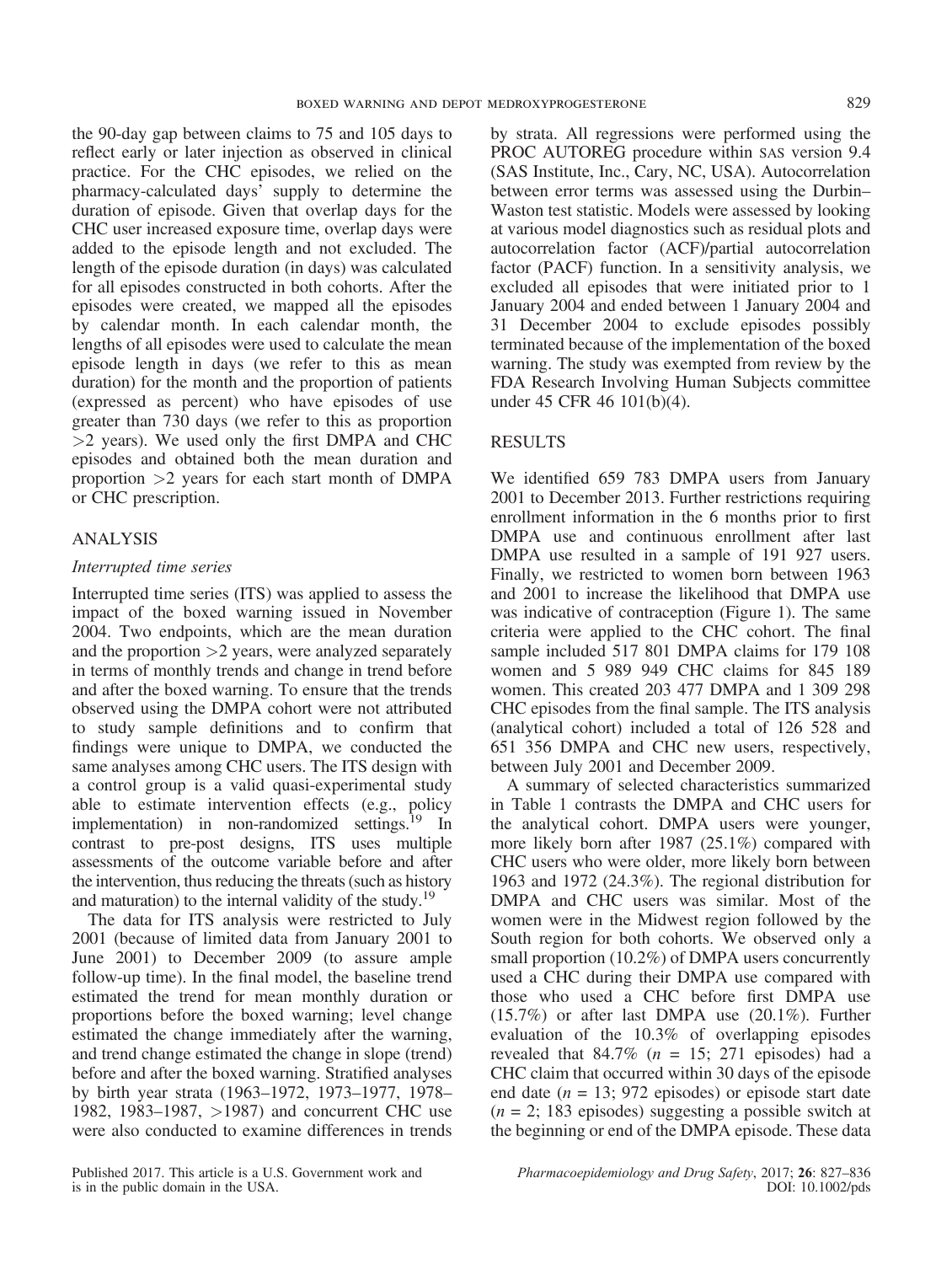the 90-day gap between claims to 75 and 105 days to reflect early or later injection as observed in clinical practice. For the CHC episodes, we relied on the pharmacy-calculated days' supply to determine the duration of episode. Given that overlap days for the CHC user increased exposure time, overlap days were added to the episode length and not excluded. The length of the episode duration (in days) was calculated for all episodes constructed in both cohorts. After the episodes were created, we mapped all the episodes by calendar month. In each calendar month, the lengths of all episodes were used to calculate the mean episode length in days (we refer to this as mean duration) for the month and the proportion of patients (expressed as percent) who have episodes of use greater than 730 days (we refer to this as proportion >2 years). We used only the first DMPA and CHC episodes and obtained both the mean duration and proportion >2 years for each start month of DMPA or CHC prescription.

## ANALYSIS

### *Interrupted time series*

Interrupted time series (ITS) was applied to assess the impact of the boxed warning issued in November 2004. Two endpoints, which are the mean duration and the proportion >2 years, were analyzed separately in terms of monthly trends and change in trend before and after the boxed warning. To ensure that the trends observed using the DMPA cohort were not attributed to study sample definitions and to confirm that findings were unique to DMPA, we conducted the same analyses among CHC users. The ITS design with a control group is a valid quasi-experimental study able to estimate intervention effects (e.g., policy implementation) in non-randomized settings.[19] In contrast to pre-post designs, ITS uses multiple assessments of the outcome variable before and after the intervention, thus reducing the threats (such as history and maturation) to the internal validity of the study.[19]

The data for ITS analysis were restricted to July 2001 (because of limited data from January 2001 to June 2001) to December 2009 (to assure ample follow-up time). In the final model, the baseline trend estimated the trend for mean monthly duration or proportions before the boxed warning; level change estimated the change immediately after the warning, and trend change estimated the change in slope (trend) before and after the boxed warning. Stratified analyses by birth year strata (1963–1972, 1973–1977, 1978–1982, 1983–1987, >1987) and concurrent CHC use were also conducted to examine differences in trends by strata. All regressions were performed using the PROC AUTOREG procedure within SAS version 9.4 (SAS Institute, Inc., Cary, NC, USA). Autocorrelation between error terms was assessed using the Durbin–Waston test statistic. Models were assessed by looking at various model diagnostics such as residual plots and autocorrelation factor (ACF)/partial autocorrelation factor (PACF) function. In a sensitivity analysis, we excluded all episodes that were initiated prior to 1 January 2004 and ended between 1 January 2004 and 31 December 2004 to exclude episodes possibly terminated because of the implementation of the boxed warning. The study was exempted from review by the FDA Research Involving Human Subjects committee under 45 CFR 46 101(b)(4).

## RESULTS

We identified 659 783 DMPA users from January 2001 to December 2013. Further restrictions requiring enrollment information in the 6 months prior to first DMPA use and continuous enrollment after last DMPA use resulted in a sample of 191 927 users. Finally, we restricted to women born between 1963 and 2001 to increase the likelihood that DMPA use was indicative of contraception (Figure 1). The same criteria were applied to the CHC cohort. The final sample included 517 801 DMPA claims for 179 108 women and 5 989 949 CHC claims for 845 189 women. This created 203 477 DMPA and 1 309 298 CHC episodes from the final sample. The ITS analysis (analytical cohort) included a total of 126 528 and 651 356 DMPA and CHC new users, respectively, between July 2001 and December 2009.

A summary of selected characteristics summarized in Table 1 contrasts the DMPA and CHC users for the analytical cohort. DMPA users were younger, more likely born after 1987 (25.1%) compared with CHC users who were older, more likely born between 1963 and 1972 (24.3%). The regional distribution for DMPA and CHC users was similar. Most of the women were in the Midwest region followed by the South region for both cohorts. We observed only a small proportion (10.2%) of DMPA users concurrently used a CHC during their DMPA use compared with those who used a CHC before first DMPA use (15.7%) or after last DMPA use (20.1%). Further evaluation of the 10.3% of overlapping episodes revealed that 84.7% ($n$ = 15; 271 episodes) had a CHC claim that occurred within 30 days of the episode end date ($n$ = 13; 972 episodes) or episode start date ($n$ = 2; 183 episodes) suggesting a possible switch at the beginning or end of the DMPA episode. These data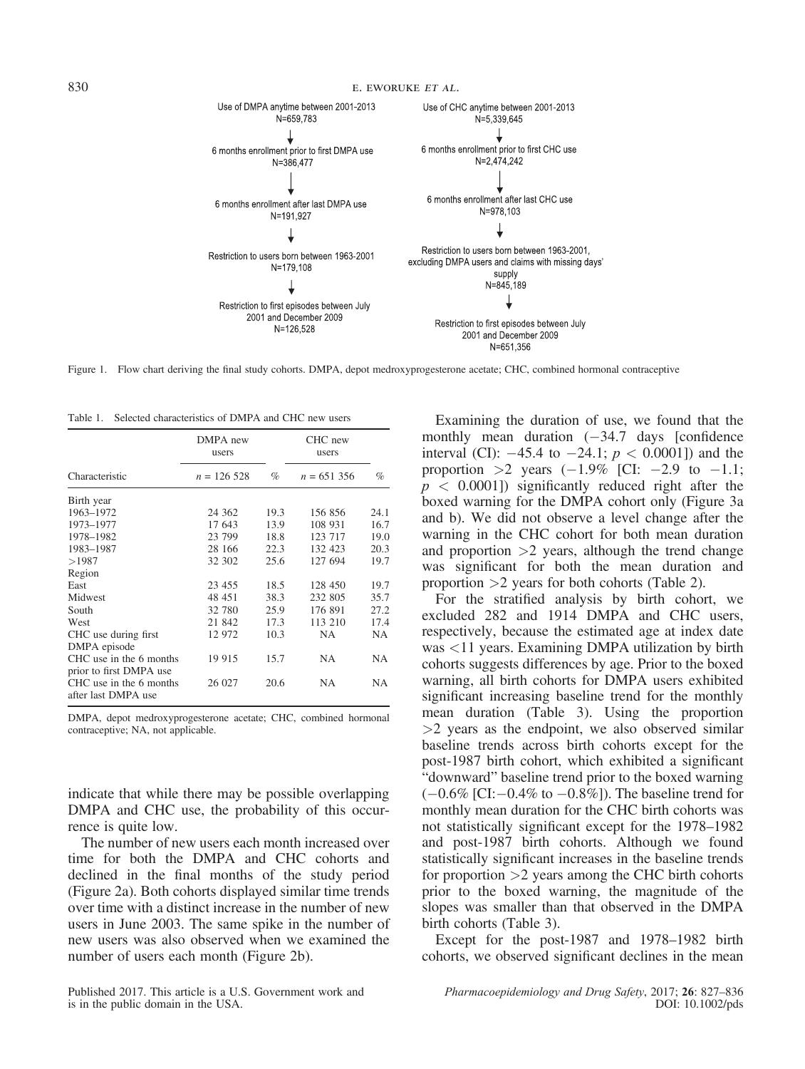Use of DMPA anytime between 2001-2013
N=659,783

↓

6 months enrollment prior to first DMPA use
N=386,477

↓

6 months enrollment after last DMPA use
N=191,927

↓

Restriction to users born between 1963-2001
N=179,108

↓

Restriction to first episodes between July 2001 and December 2009
N=126,528

Use of CHC anytime between 2001-2013
N=5,339,645

↓

6 months enrollment prior to first CHC use
N=2,474,242

↓

6 months enrollment after last CHC use
N=978,103

↓

Restriction to users born between 1963-2001, excluding DMPA users and claims with missing days' supply
N=845,189

↓

Restriction to first episodes between July 2001 and December 2009
N=651,356

Figure 1. Flow chart deriving the final study cohorts. DMPA, depot medroxyprogesterone acetate; CHC, combined hormonal contraceptive

Table 1. Selected characteristics of DMPA and CHC new users

| | DMPA new users | | CHC new users | |
|---|---|---|---|---|
| Characteristic | $n$ = 126 528 | % | $n$ = 651 356 | % |
| Birth year | | | | |
| 1963–1972 | 24 362 | 19.3 | 156 856 | 24.1 |
| 1973–1977 | 17 643 | 13.9 | 108 931 | 16.7 |
| 1978–1982 | 23 799 | 18.8 | 123 717 | 19.0 |
| 1983–1987 | 28 166 | 22.3 | 132 423 | 20.3 |
| >1987 | 32 302 | 25.6 | 127 694 | 19.7 |
| Region | | | | |
| East | 23 455 | 18.5 | 128 450 | 19.7 |
| Midwest | 48 451 | 38.3 | 232 805 | 35.7 |
| South | 32 780 | 25.9 | 176 891 | 27.2 |
| West | 21 842 | 17.3 | 113 210 | 17.4 |
| CHC use during first DMPA episode | 12 972 | 10.3 | NA | NA |
| CHC use in the 6 months prior to first DMPA use | 19 915 | 15.7 | NA | NA |
| CHC use in the 6 months after last DMPA use | 26 027 | 20.6 | NA | NA |

DMPA, depot medroxyprogesterone acetate; CHC, combined hormonal contraceptive; NA, not applicable.

indicate that while there may be possible overlapping DMPA and CHC use, the probability of this occurrence is quite low.

The number of new users each month increased over time for both the DMPA and CHC cohorts and declined in the final months of the study period (Figure 2a). Both cohorts displayed similar time trends over time with a distinct increase in the number of new users in June 2003. The same spike in the number of new users was also observed when we examined the number of users each month (Figure 2b).

Examining the duration of use, we found that the monthly mean duration (−34.7 days [confidence interval (CI): −45.4 to −24.1; $p < 0.0001$]) and the proportion >2 years (−1.9% [CI: −2.9 to −1.1; $p < 0.0001$]) significantly reduced right after the boxed warning for the DMPA cohort only (Figure 3a and b). We did not observe a level change after the warning in the CHC cohort for both mean duration and proportion >2 years, although the trend change was significant for both the mean duration and proportion >2 years for both cohorts (Table 2).

For the stratified analysis by birth cohort, we excluded 282 and 1914 DMPA and CHC users, respectively, because the estimated age at index date was <11 years. Examining DMPA utilization by birth cohorts suggests differences by age. Prior to the boxed warning, all birth cohorts for DMPA users exhibited significant increasing baseline trend for the monthly mean duration (Table 3). Using the proportion >2 years as the endpoint, we also observed similar baseline trends across birth cohorts except for the post-1987 birth cohort, which exhibited a significant "downward" baseline trend prior to the boxed warning (−0.6% [CI: −0.4% to −0.8%]). The baseline trend for monthly mean duration for the CHC birth cohorts was not statistically significant except for the 1978–1982 and post-1987 birth cohorts. Although we found statistically significant increases in the baseline trends for proportion >2 years among the CHC birth cohorts prior to the boxed warning, the magnitude of the slopes was smaller than that observed in the DMPA birth cohorts (Table 3).

Except for the post-1987 and 1978–1982 birth cohorts, we observed significant declines in the mean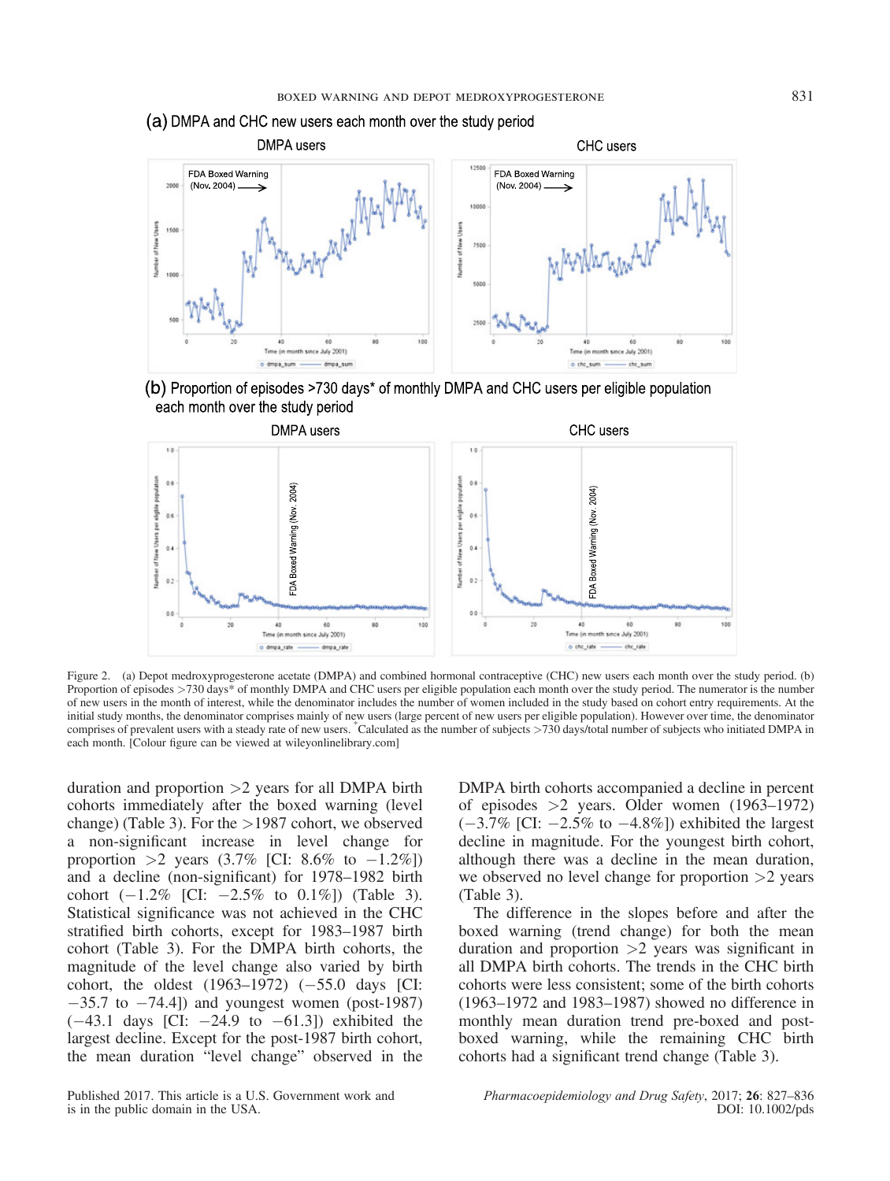Figure 2. (a) Depot medroxyprogesterone acetate (DMPA) and combined hormonal contraceptive (CHC) new users each month over the study period. (b) Proportion of episodes >730 days* of monthly DMPA and CHC users per eligible population each month over the study period. The numerator is the number of new users in the month of interest, while the denominator includes the number of women included in the study based on cohort entry requirements. At the initial study months, the denominator comprises mainly of new users (large percent of new users per eligible population). However over time, the denominator comprises of prevalent users with a steady rate of new users. *Calculated as the number of subjects >730 days/total number of subjects who initiated DMPA in each month. [Colour figure can be viewed at wileyonlinelibrary.com]

duration and proportion >2 years for all DMPA birth cohorts immediately after the boxed warning (level change) (Table 3). For the >1987 cohort, we observed a non-significant increase in level change for proportion >2 years (3.7% [CI: 8.6% to −1.2%]) and a decline (non-significant) for 1978–1982 birth cohort (−1.2% [CI: −2.5% to 0.1%]) (Table 3). Statistical significance was not achieved in the CHC stratified birth cohorts, except for 1983–1987 birth cohort (Table 3). For the DMPA birth cohorts, the magnitude of the level change also varied by birth cohort, the oldest (1963–1972) (−55.0 days [CI: −35.7 to −74.4]) and youngest women (post-1987) (−43.1 days [CI: −24.9 to −61.3]) exhibited the largest decline. Except for the post-1987 birth cohort, the mean duration "level change" observed in the DMPA birth cohorts accompanied a decline in percent of episodes >2 years. Older women (1963–1972) (−3.7% [CI: −2.5% to −4.8%]) exhibited the largest decline in magnitude. For the youngest birth cohort, although there was a decline in the mean duration, we observed no level change for proportion >2 years (Table 3).

The difference in the slopes before and after the boxed warning (trend change) for both the mean duration and proportion >2 years was significant in all DMPA birth cohorts. The trends in the CHC birth cohorts were less consistent; some of the birth cohorts (1963–1972 and 1983–1987) showed no difference in monthly mean duration trend pre-boxed and post-boxed warning, while the remaining CHC birth cohorts had a significant trend change (Table 3).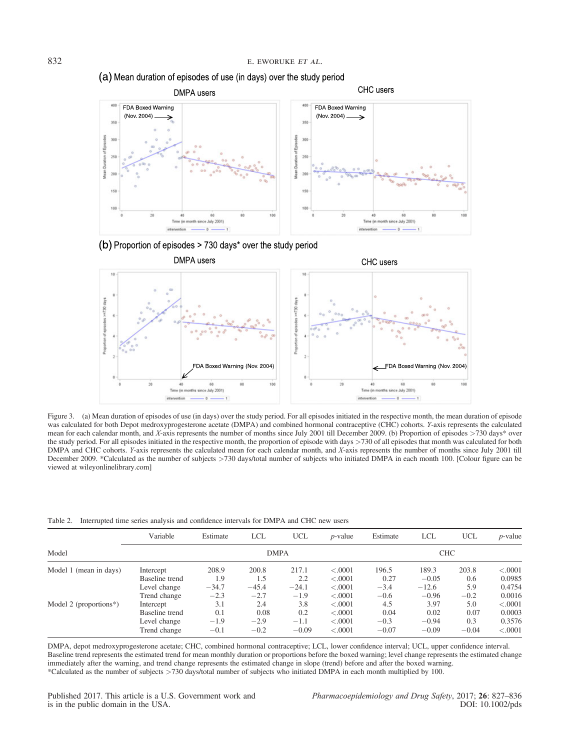Figure 3. (a) Mean duration of episodes of use (in days) over the study period. For all episodes initiated in the respective month, the mean duration of episode was calculated for both Depot medroxyprogesterone acetate (DMPA) and combined hormonal contraceptive (CHC) cohorts. *Y*-axis represents the calculated mean for each calendar month, and *X*-axis represents the number of months since July 2001 till December 2009. (b) Proportion of episodes >730 days* over the study period. For all episodes initiated in the respective month, the proportion of episode with days >730 of all episodes that month was calculated for both DMPA and CHC cohorts. *Y*-axis represents the calculated mean for each calendar month, and *X*-axis represents the number of months since July 2001 till December 2009. *Calculated as the number of subjects >730 days/total number of subjects who initiated DMPA in each month 100. [Colour figure can be viewed at wileyonlinelibrary.com]

Table 2. Interrupted time series analysis and confidence intervals for DMPA and CHC new users

| Model | Variable | Estimate | LCL | UCL | *p*-value | Estimate | LCL | UCL | *p*-value |
|---|---|---|---|---|---|---|---|---|---|
| | | DMPA | | | | CHC | | | |
| Model 1 (mean in days) | Intercept | 208.9 | 200.8 | 217.1 | <.0001 | 196.5 | 189.3 | 203.8 | <.0001 |
| | Baseline trend | 1.9 | 1.5 | 2.2 | <.0001 | 0.27 | −0.05 | 0.6 | 0.0985 |
| | Level change | −34.7 | −45.4 | −24.1 | <.0001 | −3.4 | −12.6 | 5.9 | 0.4754 |
| | Trend change | −2.3 | −2.7 | −1.9 | <.0001 | −0.6 | −0.96 | −0.2 | 0.0016 |
| Model 2 (proportions*) | Intercept | 3.1 | 2.4 | 3.8 | <.0001 | 4.5 | 3.97 | 5.0 | <.0001 |
| | Baseline trend | 0.1 | 0.08 | 0.2 | <.0001 | 0.04 | 0.02 | 0.07 | 0.0003 |
| | Level change | −1.9 | −2.9 | −1.1 | <.0001 | −0.3 | −0.94 | 0.3 | 0.3576 |
| | Trend change | −0.1 | −0.2 | −0.09 | <.0001 | −0.07 | −0.09 | −0.04 | <.0001 |

DMPA, depot medroxyprogesterone acetate; CHC, combined hormonal contraceptive; LCL, lower confidence interval; UCL, upper confidence interval.
Baseline trend represents the estimated trend for mean monthly duration or proportions before the boxed warning; level change represents the estimated change immediately after the warning, and trend change represents the estimated change in slope (trend) before and after the boxed warning.
*Calculated as the number of subjects >730 days/total number of subjects who initiated DMPA in each month multiplied by 100.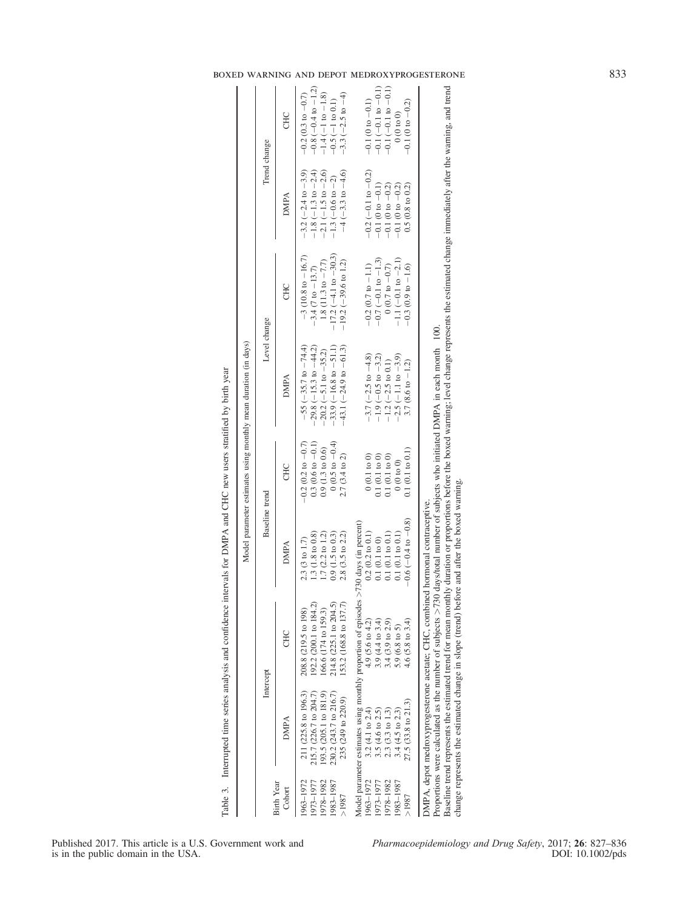Table 3. Interrupted time series analysis and confidence intervals for DMPA and CHC new users stratified by birth year

| Birth Year Cohort | Intercept | | Baseline trend | | Level change | | Trend change | |
|---|---|---|---|---|---|---|---|---|
| | DMPA | CHC | DMPA | CHC | DMPA | CHC | DMPA | CHC |
| Model parameter estimates using monthly mean duration (in days) | | | | | | | | |
| 1963–1972 | 211 (225.8 to 196.3) | 208.8 (219.5 to 198) | 2.3 (3 to 1.7) | −0.2 (0.2 to −0.7) | −55 (−35.7 to −74.4) | −3 (10.8 to −16.7) | −3.2 (−2.4 to −3.9) | −0.2 (0.3 to −0.7) |
| 1973–1977 | 215.7 (226.7 to 204.7) | 192.2 (200.1 to 184.2) | 1.3 (1.8 to 0.8) | 0.3 (0.6 to −0.1) | −29.8 (−15.3 to −44.2) | −3.4 (7 to −13.7) | −1.8 (−1.3 to −2.4) | −0.8 (−0.4 to −1.2) |
| 1978–1982 | 193.5 (205.1 to 181.9) | 166.6 (174 to 159.3) | 1.7 (2.2 to 1.2) | 0.9 (1.3 to 0.6) | −20.2 (−5.1 to −35.2) | 1.8 (11.3 to −7.7) | −2.1 (−1.5 to −2.6) | −1.4 (−1 to −1.8) |
| 1983–1987 | 230.2 (243.7 to 216.7) | 214.8 (225.1 to 204.5) | 0.9 (1.5 to 0.3) | 0 (0.5 to −0.4) | −33.9 (−16.8 to −51.1) | −17.2 (−4.1 to −30.3) | −1.3 (−0.6 to −2) | −0.5 (−1 to 0.1) |
| >1987 | 235 (249 to 220.9) | 153.2 (168.8 to 137.7) | 2.8 (3.5 to 2.2) | 2.7 (3.4 to 2) | −43.1 (−24.9 to −61.3) | −19.2 (−39.6 to 1.2) | −4 (−3.3 to −4.6) | −3.3 (−2.5 to −4) |
| Model parameter estimates using monthly proportion of episodes >730 days (in percent) | | | | | | | | |
| 1963–1972 | 3.2 (4.1 to 2.4) | 4.9 (5.6 to 4.2) | 0.2 (0.2 to 0.1) | 0 (0.1 to 0) | −3.7 (−2.5 to −4.8) | −0.2 (0.7 to −1.1) | −0.2 (−0.1 to −0.2) | −0.1 (0 to −0.1) |
| 1973–1977 | 3.5 (4.6 to 2.5) | 3.9 (4.4 to 3.4) | 0.1 (0.1 to 0) | 0.1 (0.1 to 0) | −1.9 (−0.5 to −3.2) | −0.7 (−0.1 to −1.3) | −0.1 (0 to −0.1) | −0.1 (−0.1 to −0.1) |
| 1978–1982 | 2.3 (3.3 to 1.3) | 3.4 (3.9 to 2.9) | 0.1 (0.1 to 0.1) | 0.1 (0.1 to 0) | −1.2 (−2.5 to 0.1) | 0 (0.7 to −0.7) | −0.1 (0 to −0.2) | −0.1 (−0.1 to −0.1) |
| 1983–1987 | 3.4 (4.5 to 2.3) | 5.9 (6.8 to 5) | 0.1 (0.1 to 0.1) | 0 (0 to 0) | −2.5 (−1.1 to −3.9) | −1.1 (−0.1 to −2.1) | −0.1 (0 to −0.2) | 0 (0 to 0) |
| >1987 | 27.5 (33.8 to 21.3) | 4.6 (5.8 to 3.4) | −0.6 (−0.4 to −0.8) | 0.1 (0.1 to 0.1) | 3.7 (8.6 to −1.2) | −0.3 (0.9 to −1.6) | 0.5 (0.8 to 0.2) | −0.1 (0 to −0.2) |

DMPA, depot medroxyprogesterone acetate; CHC, combined hormonal contraceptive.
Proportions were calculated as the number of subjects >730 days/total number of subjects who initiated DMPA in each month 100.
Baseline trend represents the estimated trend for mean monthly duration or proportions before the boxed warning; level change represents the estimated change immediately after the warning, and trend change represents the estimated change in slope (trend) before and after the boxed warning.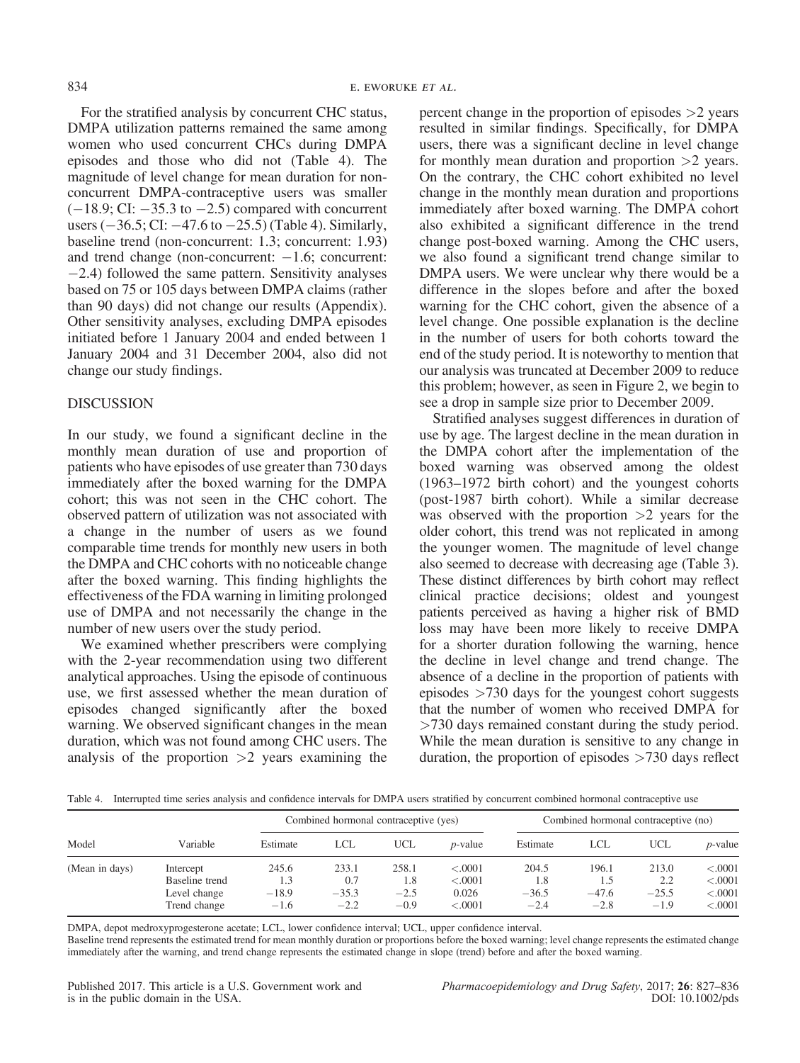For the stratified analysis by concurrent CHC status, DMPA utilization patterns remained the same among women who used concurrent CHCs during DMPA episodes and those who did not (Table 4). The magnitude of level change for mean duration for non-concurrent DMPA-contraceptive users was smaller (−18.9; CI: −35.3 to −2.5) compared with concurrent users (−36.5; CI: −47.6 to −25.5) (Table 4). Similarly, baseline trend (non-concurrent: 1.3; concurrent: 1.93) and trend change (non-concurrent: −1.6; concurrent: −2.4) followed the same pattern. Sensitivity analyses based on 75 or 105 days between DMPA claims (rather than 90 days) did not change our results (Appendix). Other sensitivity analyses, excluding DMPA episodes initiated before 1 January 2004 and ended between 1 January 2004 and 31 December 2004, also did not change our study findings.

## DISCUSSION

In our study, we found a significant decline in the monthly mean duration of use and proportion of patients who have episodes of use greater than 730 days immediately after the boxed warning for the DMPA cohort; this was not seen in the CHC cohort. The observed pattern of utilization was not associated with a change in the number of users as we found comparable time trends for monthly new users in both the DMPA and CHC cohorts with no noticeable change after the boxed warning. This finding highlights the effectiveness of the FDA warning in limiting prolonged use of DMPA and not necessarily the change in the number of new users over the study period.

We examined whether prescribers were complying with the 2-year recommendation using two different analytical approaches. Using the episode of continuous use, we first assessed whether the mean duration of episodes changed significantly after the boxed warning. We observed significant changes in the mean duration, which was not found among CHC users. The analysis of the proportion >2 years examining the percent change in the proportion of episodes >2 years resulted in similar findings. Specifically, for DMPA users, there was a significant decline in level change for monthly mean duration and proportion >2 years. On the contrary, the CHC cohort exhibited no level change in the monthly mean duration and proportions immediately after boxed warning. The DMPA cohort also exhibited a significant difference in the trend change post-boxed warning. Among the CHC users, we also found a significant trend change similar to DMPA users. We were unclear why there would be a difference in the slopes before and after the boxed warning for the CHC cohort, given the absence of a level change. One possible explanation is the decline in the number of users for both cohorts toward the end of the study period. It is noteworthy to mention that our analysis was truncated at December 2009 to reduce this problem; however, as seen in Figure 2, we begin to see a drop in sample size prior to December 2009.

Stratified analyses suggest differences in duration of use by age. The largest decline in the mean duration in the DMPA cohort after the implementation of the boxed warning was observed among the oldest (1963–1972 birth cohort) and the youngest cohorts (post-1987 birth cohort). While a similar decrease was observed with the proportion >2 years for the older cohort, this trend was not replicated in among the younger women. The magnitude of level change also seemed to decrease with decreasing age (Table 3). These distinct differences by birth cohort may reflect clinical practice decisions; oldest and youngest patients perceived as having a higher risk of BMD loss may have been more likely to receive DMPA for a shorter duration following the warning, hence the decline in level change and trend change. The absence of a decline in the proportion of patients with episodes >730 days for the youngest cohort suggests that the number of women who received DMPA for >730 days remained constant during the study period. While the mean duration is sensitive to any change in duration, the proportion of episodes >730 days reflect

Table 4. Interrupted time series analysis and confidence intervals for DMPA users stratified by concurrent combined hormonal contraceptive use

| Model | Variable | Combined hormonal contraceptive (yes) | | | | Combined hormonal contraceptive (no) | | | |
|---|---|---|---|---|---|---|---|---|---|
| | | Estimate | LCL | UCL | $p$-value | Estimate | LCL | UCL | $p$-value |
| (Mean in days) | Intercept | 245.6 | 233.1 | 258.1 | <.0001 | 204.5 | 196.1 | 213.0 | <.0001 |
| | Baseline trend | 1.3 | 0.7 | 1.8 | <.0001 | 1.8 | 1.5 | 2.2 | <.0001 |
| | Level change | −18.9 | −35.3 | −2.5 | 0.026 | −36.5 | −47.6 | −25.5 | <.0001 |
| | Trend change | −1.6 | −2.2 | −0.9 | <.0001 | −2.4 | −2.8 | −1.9 | <.0001 |

DMPA, depot medroxyprogesterone acetate; LCL, lower confidence interval; UCL, upper confidence interval.

Baseline trend represents the estimated trend for mean monthly duration or proportions before the boxed warning; level change represents the estimated change immediately after the warning, and trend change represents the estimated change in slope (trend) before and after the boxed warning.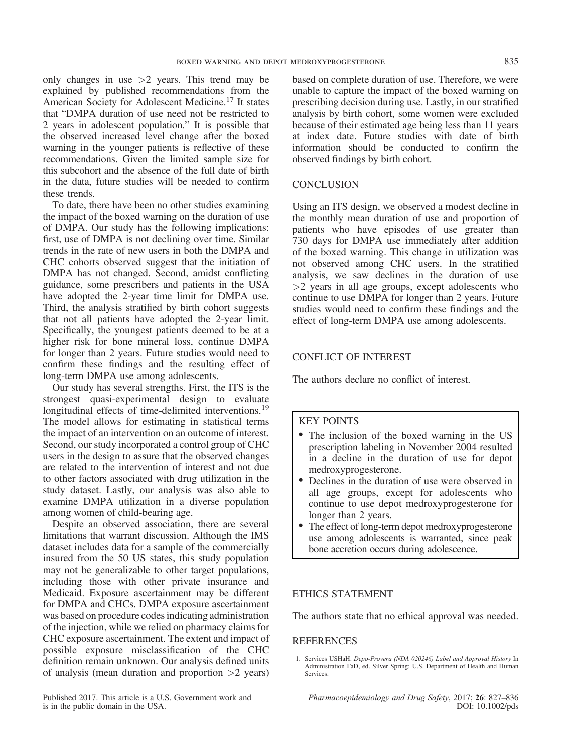only changes in use >2 years. This trend may be explained by published recommendations from the American Society for Adolescent Medicine.[17] It states that "DMPA duration of use need not be restricted to 2 years in adolescent population." It is possible that the observed increased level change after the boxed warning in the younger patients is reflective of these recommendations. Given the limited sample size for this subcohort and the absence of the full date of birth in the data, future studies will be needed to confirm these trends.

To date, there have been no other studies examining the impact of the boxed warning on the duration of use of DMPA. Our study has the following implications: first, use of DMPA is not declining over time. Similar trends in the rate of new users in both the DMPA and CHC cohorts observed suggest that the initiation of DMPA has not changed. Second, amidst conflicting guidance, some prescribers and patients in the USA have adopted the 2-year time limit for DMPA use. Third, the analysis stratified by birth cohort suggests that not all patients have adopted the 2-year limit. Specifically, the youngest patients deemed to be at a higher risk for bone mineral loss, continue DMPA for longer than 2 years. Future studies would need to confirm these findings and the resulting effect of long-term DMPA use among adolescents.

Our study has several strengths. First, the ITS is the strongest quasi-experimental design to evaluate longitudinal effects of time-delimited interventions.[19] The model allows for estimating in statistical terms the impact of an intervention on an outcome of interest. Second, our study incorporated a control group of CHC users in the design to assure that the observed changes are related to the intervention of interest and not due to other factors associated with drug utilization in the study dataset. Lastly, our analysis was also able to examine DMPA utilization in a diverse population among women of child-bearing age.

Despite an observed association, there are several limitations that warrant discussion. Although the IMS dataset includes data for a sample of the commercially insured from the 50 US states, this study population may not be generalizable to other target populations, including those with other private insurance and Medicaid. Exposure ascertainment may be different for DMPA and CHCs. DMPA exposure ascertainment was based on procedure codes indicating administration of the injection, while we relied on pharmacy claims for CHC exposure ascertainment. The extent and impact of possible exposure misclassification of the CHC definition remain unknown. Our analysis defined units of analysis (mean duration and proportion >2 years) based on complete duration of use. Therefore, we were unable to capture the impact of the boxed warning on prescribing decision during use. Lastly, in our stratified analysis by birth cohort, some women were excluded because of their estimated age being less than 11 years at index date. Future studies with date of birth information should be conducted to confirm the observed findings by birth cohort.

## CONCLUSION

Using an ITS design, we observed a modest decline in the monthly mean duration of use and proportion of patients who have episodes of use greater than 730 days for DMPA use immediately after addition of the boxed warning. This change in utilization was not observed among CHC users. In the stratified analysis, we saw declines in the duration of use >2 years in all age groups, except adolescents who continue to use DMPA for longer than 2 years. Future studies would need to confirm these findings and the effect of long-term DMPA use among adolescents.

## CONFLICT OF INTEREST

The authors declare no conflict of interest.

## KEY POINTS

- The inclusion of the boxed warning in the US prescription labeling in November 2004 resulted in a decline in the duration of use for depot medroxyprogesterone.
- Declines in the duration of use were observed in all age groups, except for adolescents who continue to use depot medroxyprogesterone for longer than 2 years.
- The effect of long-term depot medroxyprogesterone use among adolescents is warranted, since peak bone accretion occurs during adolescence.

## ETHICS STATEMENT

The authors state that no ethical approval was needed.

## REFERENCES

1. Services USHaH. *Depo-Provera (NDA 020246) Label and Approval History* In Administration FaD, ed. Silver Spring: U.S. Department of Health and Human Services.

Published 2017. This article is a U.S. Government work and is in the public domain in the USA.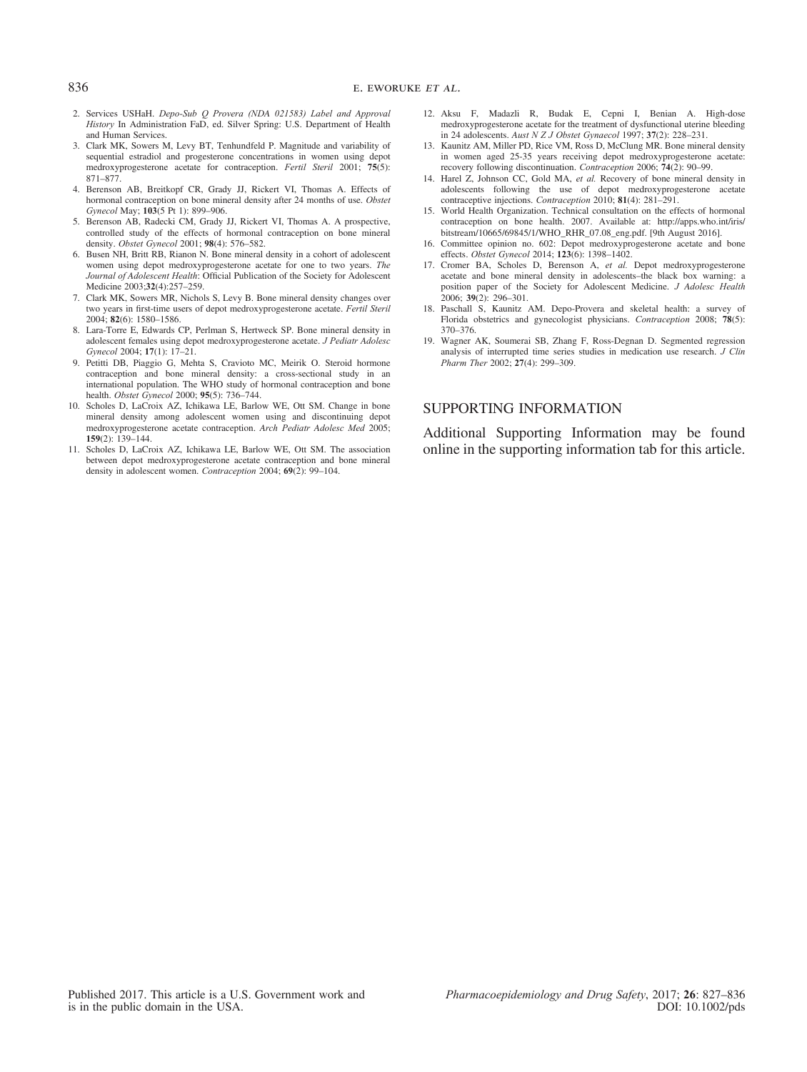2. Services USHaH. *Depo-Sub Q Provera (NDA 021583) Label and Approval History* In Administration FaD, ed. Silver Spring: U.S. Department of Health and Human Services.
3. Clark MK, Sowers M, Levy BT, Tenhundfeld P. Magnitude and variability of sequential estradiol and progesterone concentrations in women using depot medroxyprogesterone acetate for contraception. *Fertil Steril* 2001; **75**(5): 871–877.
4. Berenson AB, Breitkopf CR, Grady JJ, Rickert VI, Thomas A. Effects of hormonal contraception on bone mineral density after 24 months of use. *Obstet Gynecol* May; **103**(5 Pt 1): 899–906.
5. Berenson AB, Radecki CM, Grady JJ, Rickert VI, Thomas A. A prospective, controlled study of the effects of hormonal contraception on bone mineral density. *Obstet Gynecol* 2001; **98**(4): 576–582.
6. Busen NH, Britt RB, Rianon N. Bone mineral density in a cohort of adolescent women using depot medroxyprogesterone acetate for one to two years. *The Journal of Adolescent Health*: Official Publication of the Society for Adolescent Medicine 2003;**32**(4):257–259.
7. Clark MK, Sowers MR, Nichols S, Levy B. Bone mineral density changes over two years in first-time users of depot medroxyprogesterone acetate. *Fertil Steril* 2004; **82**(6): 1580–1586.
8. Lara-Torre E, Edwards CP, Perlman S, Hertweck SP. Bone mineral density in adolescent females using depot medroxyprogesterone acetate. *J Pediatr Adolesc Gynecol* 2004; **17**(1): 17–21.
9. Petitti DB, Piaggio G, Mehta S, Cravioto MC, Meirik O. Steroid hormone contraception and bone mineral density: a cross-sectional study in an international population. The WHO study of hormonal contraception and bone health. *Obstet Gynecol* 2000; **95**(5): 736–744.
10. Scholes D, LaCroix AZ, Ichikawa LE, Barlow WE, Ott SM. Change in bone mineral density among adolescent women using and discontinuing depot medroxyprogesterone acetate contraception. *Arch Pediatr Adolesc Med* 2005; **159**(2): 139–144.
11. Scholes D, LaCroix AZ, Ichikawa LE, Barlow WE, Ott SM. The association between depot medroxyprogesterone acetate contraception and bone mineral density in adolescent women. *Contraception* 2004; **69**(2): 99–104.
12. Aksu F, Madazli R, Budak E, Cepni I, Benian A. High-dose medroxyprogesterone acetate for the treatment of dysfunctional uterine bleeding in 24 adolescents. *Aust N Z J Obstet Gynaecol* 1997; **37**(2): 228–231.
13. Kaunitz AM, Miller PD, Rice VM, Ross D, McClung MR. Bone mineral density in women aged 25-35 years receiving depot medroxyprogesterone acetate: recovery following discontinuation. *Contraception* 2006; **74**(2): 90–99.
14. Harel Z, Johnson CC, Gold MA, *et al.* Recovery of bone mineral density in adolescents following the use of depot medroxyprogesterone acetate contraceptive injections. *Contraception* 2010; **81**(4): 281–291.
15. World Health Organization. Technical consultation on the effects of hormonal contraception on bone health. 2007. Available at: http://apps.who.int/iris/bitstream/10665/69845/1/WHO_RHR_07.08_eng.pdf. [9th August 2016].
16. Committee opinion no. 602: Depot medroxyprogesterone acetate and bone effects. *Obstet Gynecol* 2014; **123**(6): 1398–1402.
17. Cromer BA, Scholes D, Berenson A, *et al.* Depot medroxyprogesterone acetate and bone mineral density in adolescents–the black box warning: a position paper of the Society for Adolescent Medicine. *J Adolesc Health* 2006; **39**(2): 296–301.
18. Paschall S, Kaunitz AM. Depo-Provera and skeletal health: a survey of Florida obstetrics and gynecologist physicians. *Contraception* 2008; **78**(5): 370–376.
19. Wagner AK, Soumerai SB, Zhang F, Ross-Degnan D. Segmented regression analysis of interrupted time series studies in medication use research. *J Clin Pharm Ther* 2002; **27**(4): 299–309.

## SUPPORTING INFORMATION

Additional Supporting Information may be found online in the supporting information tab for this article.